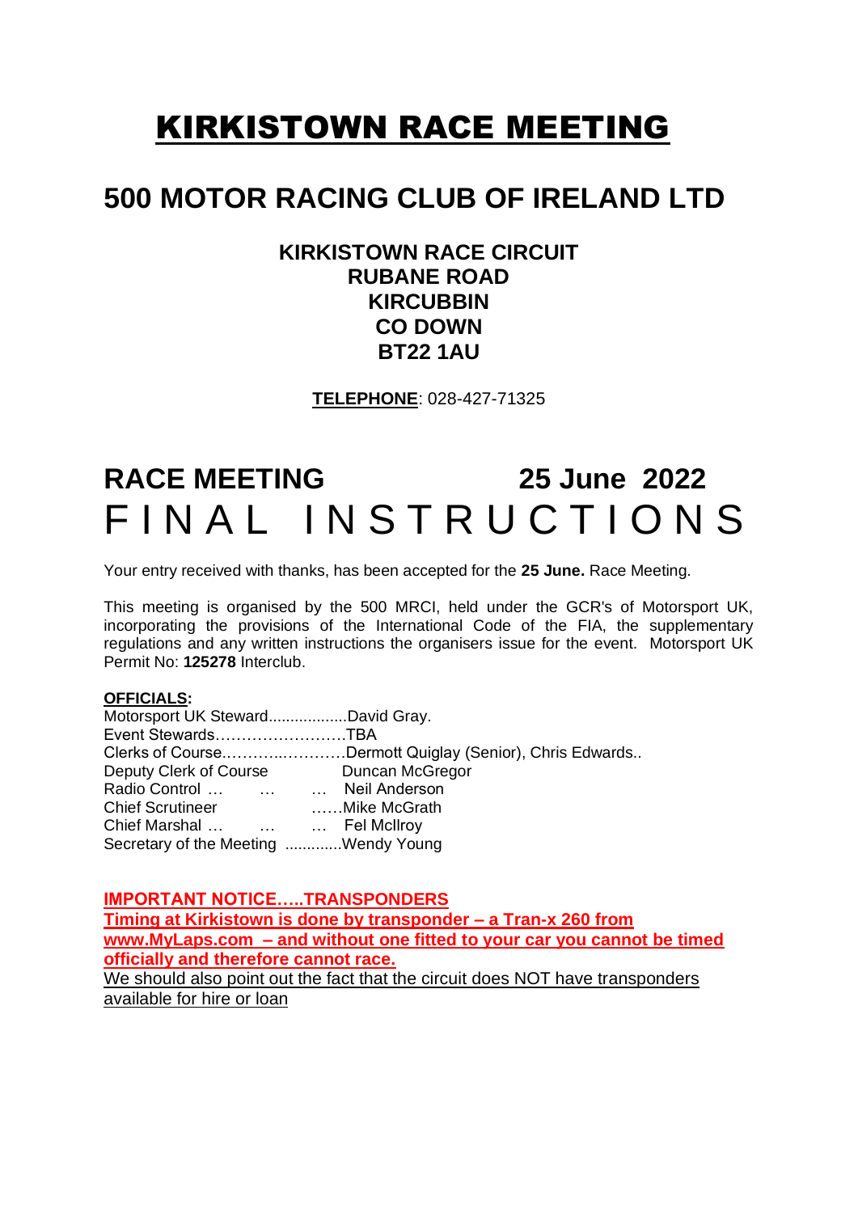# KIRKISTOWN RACE MEETING

## 500 MOTOR RACING CLUB OF IRELAND LTD

**KIRKISTOWN RACE CIRCUIT**
**RUBANE ROAD**
**KIRCUBBIN**
**CO DOWN**
**BT22 1AU**

**TELEPHONE**: 028-427-71325

## RACE MEETING 25 June 2022

# F I N A L  I N S T R U C T I O N S

Your entry received with thanks, has been accepted for the **25 June.** Race Meeting.

This meeting is organised by the 500 MRCI, held under the GCR's of Motorsport UK, incorporating the provisions of the International Code of the FIA, the supplementary regulations and any written instructions the organisers issue for the event. Motorsport UK Permit No: **125278** Interclub.

**OFFICIALS:**

Motorsport UK Steward..................David Gray.
Event Stewards……………………TBA
Clerks of Course.………..…………Dermott Quiglay (Senior), Chris Edwards..
Deputy Clerk of Course Duncan McGregor
Radio Control … … … Neil Anderson
Chief Scrutineer ……Mike McGrath
Chief Marshal … … … Fel McIlroy
Secretary of the Meeting .............Wendy Young

**IMPORTANT NOTICE…..TRANSPONDERS**
**Timing at Kirkistown is done by transponder – a Tran-x 260 from www.MyLaps.com – and without one fitted to your car you cannot be timed officially and therefore cannot race.**
We should also point out the fact that the circuit does NOT have transponders available for hire or loan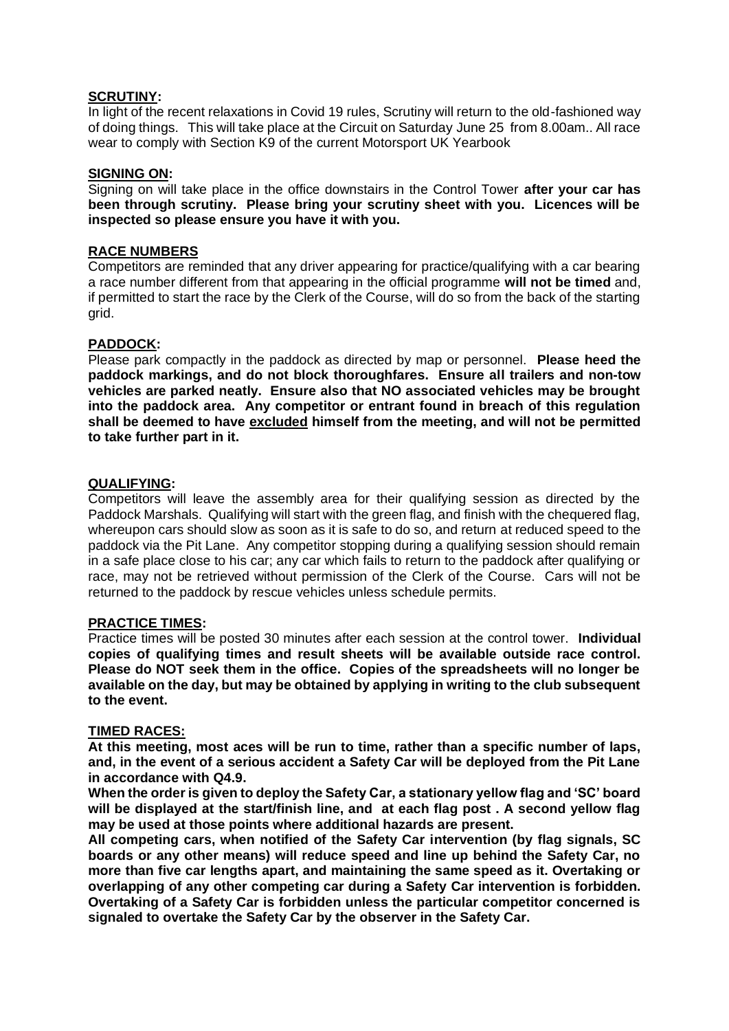**<u>SCRUTINY</u>:**

In light of the recent relaxations in Covid 19 rules, Scrutiny will return to the old-fashioned way of doing things. This will take place at the Circuit on Saturday June 25 from 8.00am.. All race wear to comply with Section K9 of the current Motorsport UK Yearbook

**<u>SIGNING ON</u>:**

Signing on will take place in the office downstairs in the Control Tower **after your car has been through scrutiny. Please bring your scrutiny sheet with you. Licences will be inspected so please ensure you have it with you.**

**<u>RACE NUMBERS</u>**

Competitors are reminded that any driver appearing for practice/qualifying with a car bearing a race number different from that appearing in the official programme **will not be timed** and, if permitted to start the race by the Clerk of the Course, will do so from the back of the starting grid.

**<u>PADDOCK</u>:**

Please park compactly in the paddock as directed by map or personnel. **Please heed the paddock markings, and do not block thoroughfares. Ensure all trailers and non-tow vehicles are parked neatly. Ensure also that NO associated vehicles may be brought into the paddock area. Any competitor or entrant found in breach of this regulation shall be deemed to have <u>excluded</u> himself from the meeting, and will not be permitted to take further part in it.**

**<u>QUALIFYING</u>:**

Competitors will leave the assembly area for their qualifying session as directed by the Paddock Marshals. Qualifying will start with the green flag, and finish with the chequered flag, whereupon cars should slow as soon as it is safe to do so, and return at reduced speed to the paddock via the Pit Lane. Any competitor stopping during a qualifying session should remain in a safe place close to his car; any car which fails to return to the paddock after qualifying or race, may not be retrieved without permission of the Clerk of the Course. Cars will not be returned to the paddock by rescue vehicles unless schedule permits.

**<u>PRACTICE TIMES</u>:**

Practice times will be posted 30 minutes after each session at the control tower. **Individual copies of qualifying times and result sheets will be available outside race control. Please do NOT seek them in the office. Copies of the spreadsheets will no longer be available on the day, but may be obtained by applying in writing to the club subsequent to the event.**

**<u>TIMED RACES:</u>**

**At this meeting, most aces will be run to time, rather than a specific number of laps, and, in the event of a serious accident a Safety Car will be deployed from the Pit Lane in accordance with Q4.9.**

**When the order is given to deploy the Safety Car, a stationary yellow flag and 'SC' board will be displayed at the start/finish line, and at each flag post . A second yellow flag may be used at those points where additional hazards are present.**

**All competing cars, when notified of the Safety Car intervention (by flag signals, SC boards or any other means) will reduce speed and line up behind the Safety Car, no more than five car lengths apart, and maintaining the same speed as it. Overtaking or overlapping of any other competing car during a Safety Car intervention is forbidden. Overtaking of a Safety Car is forbidden unless the particular competitor concerned is signaled to overtake the Safety Car by the observer in the Safety Car.**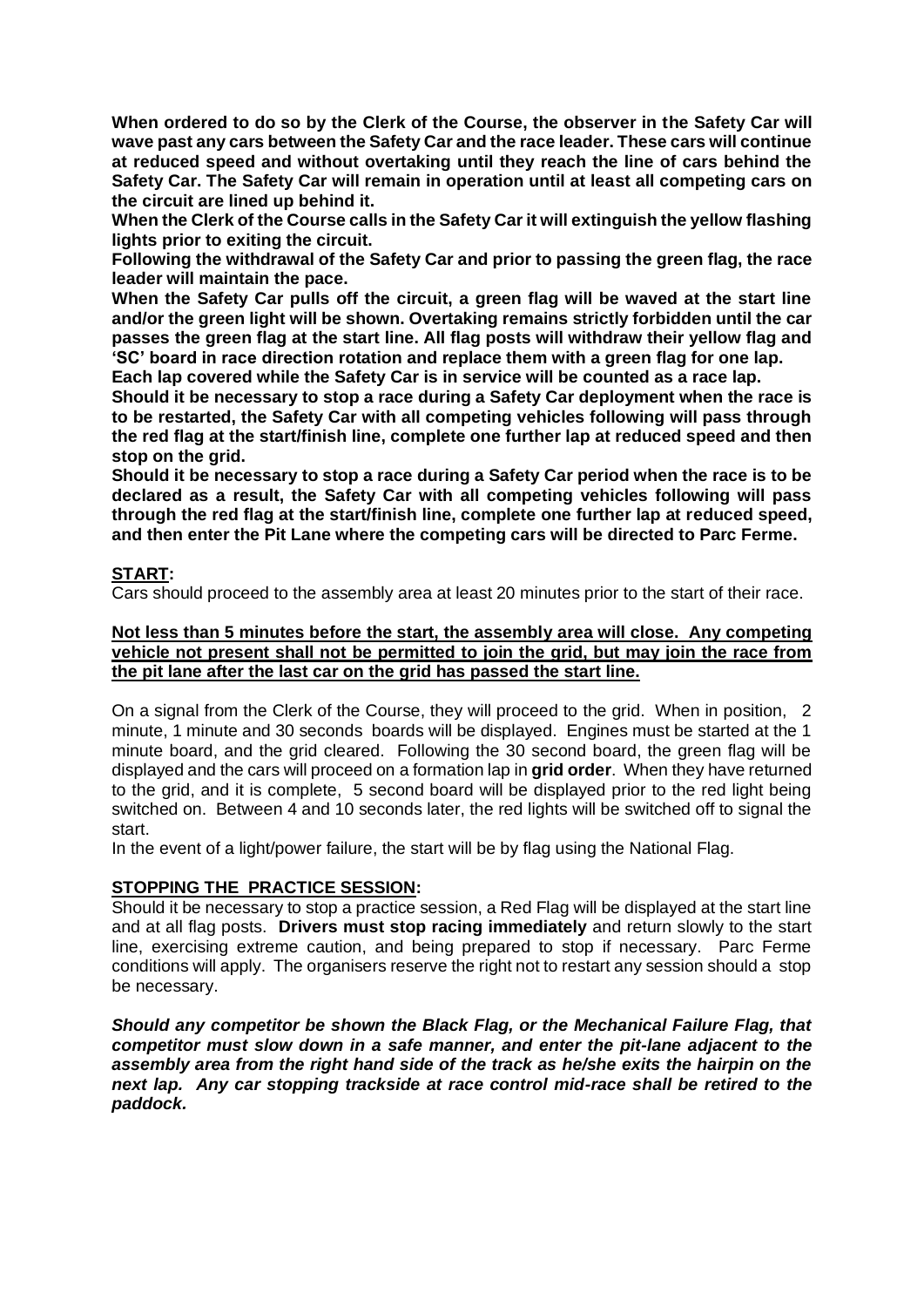**When ordered to do so by the Clerk of the Course, the observer in the Safety Car will wave past any cars between the Safety Car and the race leader. These cars will continue at reduced speed and without overtaking until they reach the line of cars behind the Safety Car. The Safety Car will remain in operation until at least all competing cars on the circuit are lined up behind it.**

**When the Clerk of the Course calls in the Safety Car it will extinguish the yellow flashing lights prior to exiting the circuit.**

**Following the withdrawal of the Safety Car and prior to passing the green flag, the race leader will maintain the pace.**

**When the Safety Car pulls off the circuit, a green flag will be waved at the start line and/or the green light will be shown. Overtaking remains strictly forbidden until the car passes the green flag at the start line. All flag posts will withdraw their yellow flag and 'SC' board in race direction rotation and replace them with a green flag for one lap.**

**Each lap covered while the Safety Car is in service will be counted as a race lap.**

**Should it be necessary to stop a race during a Safety Car deployment when the race is to be restarted, the Safety Car with all competing vehicles following will pass through the red flag at the start/finish line, complete one further lap at reduced speed and then stop on the grid.**

**Should it be necessary to stop a race during a Safety Car period when the race is to be declared as a result, the Safety Car with all competing vehicles following will pass through the red flag at the start/finish line, complete one further lap at reduced speed, and then enter the Pit Lane where the competing cars will be directed to Parc Ferme.**

## START:

Cars should proceed to the assembly area at least 20 minutes prior to the start of their race.

**Not less than 5 minutes before the start, the assembly area will close. Any competing vehicle not present shall not be permitted to join the grid, but may join the race from the pit lane after the last car on the grid has passed the start line.**

On a signal from the Clerk of the Course, they will proceed to the grid. When in position, 2 minute, 1 minute and 30 seconds boards will be displayed. Engines must be started at the 1 minute board, and the grid cleared. Following the 30 second board, the green flag will be displayed and the cars will proceed on a formation lap in **grid order**. When they have returned to the grid, and it is complete, 5 second board will be displayed prior to the red light being switched on. Between 4 and 10 seconds later, the red lights will be switched off to signal the start.

In the event of a light/power failure, the start will be by flag using the National Flag.

## STOPPING THE PRACTICE SESSION:

Should it be necessary to stop a practice session, a Red Flag will be displayed at the start line and at all flag posts. **Drivers must stop racing immediately** and return slowly to the start line, exercising extreme caution, and being prepared to stop if necessary. Parc Ferme conditions will apply. The organisers reserve the right not to restart any session should a stop be necessary.

***Should any competitor be shown the Black Flag, or the Mechanical Failure Flag, that competitor must slow down in a safe manner, and enter the pit-lane adjacent to the assembly area from the right hand side of the track as he/she exits the hairpin on the next lap. Any car stopping trackside at race control mid-race shall be retired to the paddock.***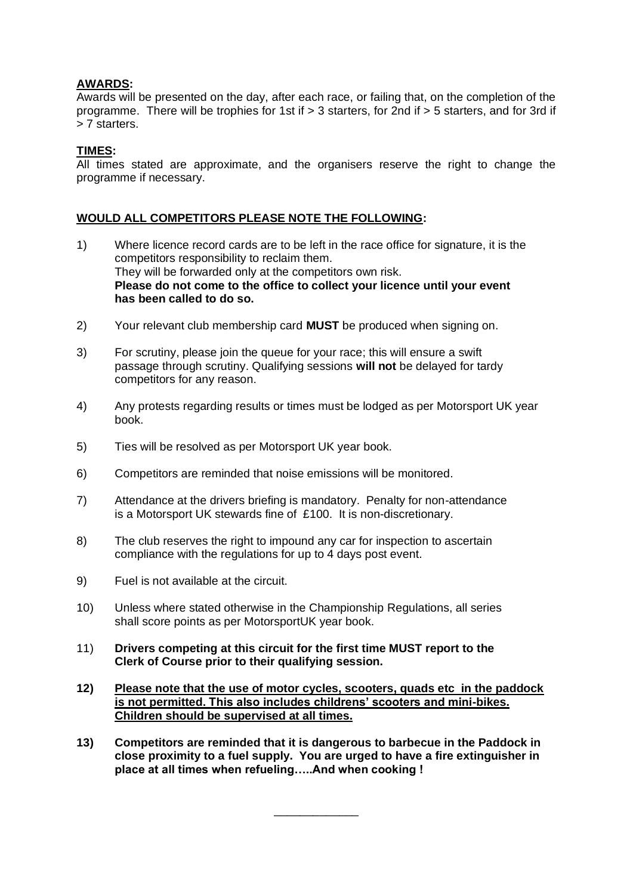**AWARDS:**
Awards will be presented on the day, after each race, or failing that, on the completion of the programme. There will be trophies for 1st if > 3 starters, for 2nd if > 5 starters, and for 3rd if > 7 starters.

**TIMES:**
All times stated are approximate, and the organisers reserve the right to change the programme if necessary.

**WOULD ALL COMPETITORS PLEASE NOTE THE FOLLOWING:**

1) Where licence record cards are to be left in the race office for signature, it is the competitors responsibility to reclaim them.
They will be forwarded only at the competitors own risk.
**Please do not come to the office to collect your licence until your event has been called to do so.**

2) Your relevant club membership card **MUST** be produced when signing on.

3) For scrutiny, please join the queue for your race; this will ensure a swift passage through scrutiny. Qualifying sessions **will not** be delayed for tardy competitors for any reason.

4) Any protests regarding results or times must be lodged as per Motorsport UK year book.

5) Ties will be resolved as per Motorsport UK year book.

6) Competitors are reminded that noise emissions will be monitored.

7) Attendance at the drivers briefing is mandatory. Penalty for non-attendance is a Motorsport UK stewards fine of £100. It is non-discretionary.

8) The club reserves the right to impound any car for inspection to ascertain compliance with the regulations for up to 4 days post event.

9) Fuel is not available at the circuit.

10) Unless where stated otherwise in the Championship Regulations, all series shall score points as per MotorsportUK year book.

11) **Drivers competing at this circuit for the first time MUST report to the Clerk of Course prior to their qualifying session.**

**12) Please note that the use of motor cycles, scooters, quads etc in the paddock is not permitted. This also includes childrens' scooters and mini-bikes. Children should be supervised at all times.**

**13) Competitors are reminded that it is dangerous to barbecue in the Paddock in close proximity to a fuel supply. You are urged to have a fire extinguisher in place at all times when refueling…..And when cooking !**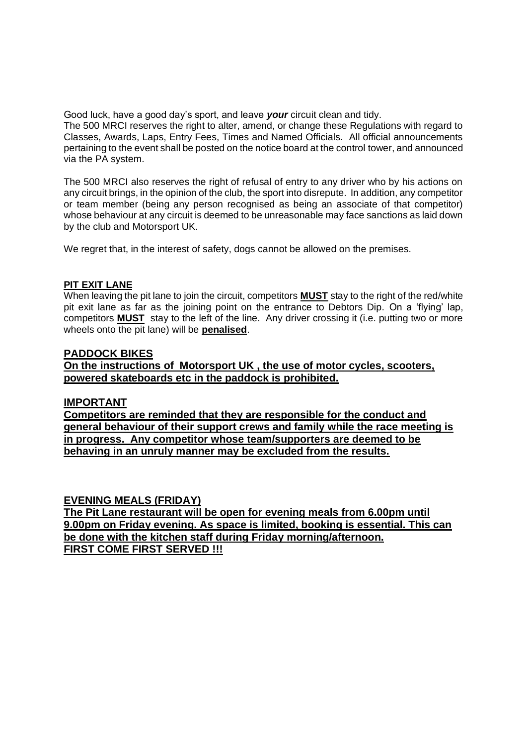Good luck, have a good day's sport, and leave ***your*** circuit clean and tidy.
The 500 MRCI reserves the right to alter, amend, or change these Regulations with regard to Classes, Awards, Laps, Entry Fees, Times and Named Officials. All official announcements pertaining to the event shall be posted on the notice board at the control tower, and announced via the PA system.

The 500 MRCI also reserves the right of refusal of entry to any driver who by his actions on any circuit brings, in the opinion of the club, the sport into disrepute. In addition, any competitor or team member (being any person recognised as being an associate of that competitor) whose behaviour at any circuit is deemed to be unreasonable may face sanctions as laid down by the club and Motorsport UK.

We regret that, in the interest of safety, dogs cannot be allowed on the premises.

**PIT EXIT LANE**

When leaving the pit lane to join the circuit, competitors **MUST** stay to the right of the red/white pit exit lane as far as the joining point on the entrance to Debtors Dip. On a 'flying' lap, competitors **MUST** stay to the left of the line. Any driver crossing it (i.e. putting two or more wheels onto the pit lane) will be **penalised**.

**PADDOCK BIKES**

**On the instructions of Motorsport UK , the use of motor cycles, scooters, powered skateboards etc in the paddock is prohibited.**

**IMPORTANT**

**Competitors are reminded that they are responsible for the conduct and general behaviour of their support crews and family while the race meeting is in progress. Any competitor whose team/supporters are deemed to be behaving in an unruly manner may be excluded from the results.**

**EVENING MEALS (FRIDAY)**

**The Pit Lane restaurant will be open for evening meals from 6.00pm until 9.00pm on Friday evening. As space is limited, booking is essential. This can be done with the kitchen staff during Friday morning/afternoon.**
**FIRST COME FIRST SERVED !!!**